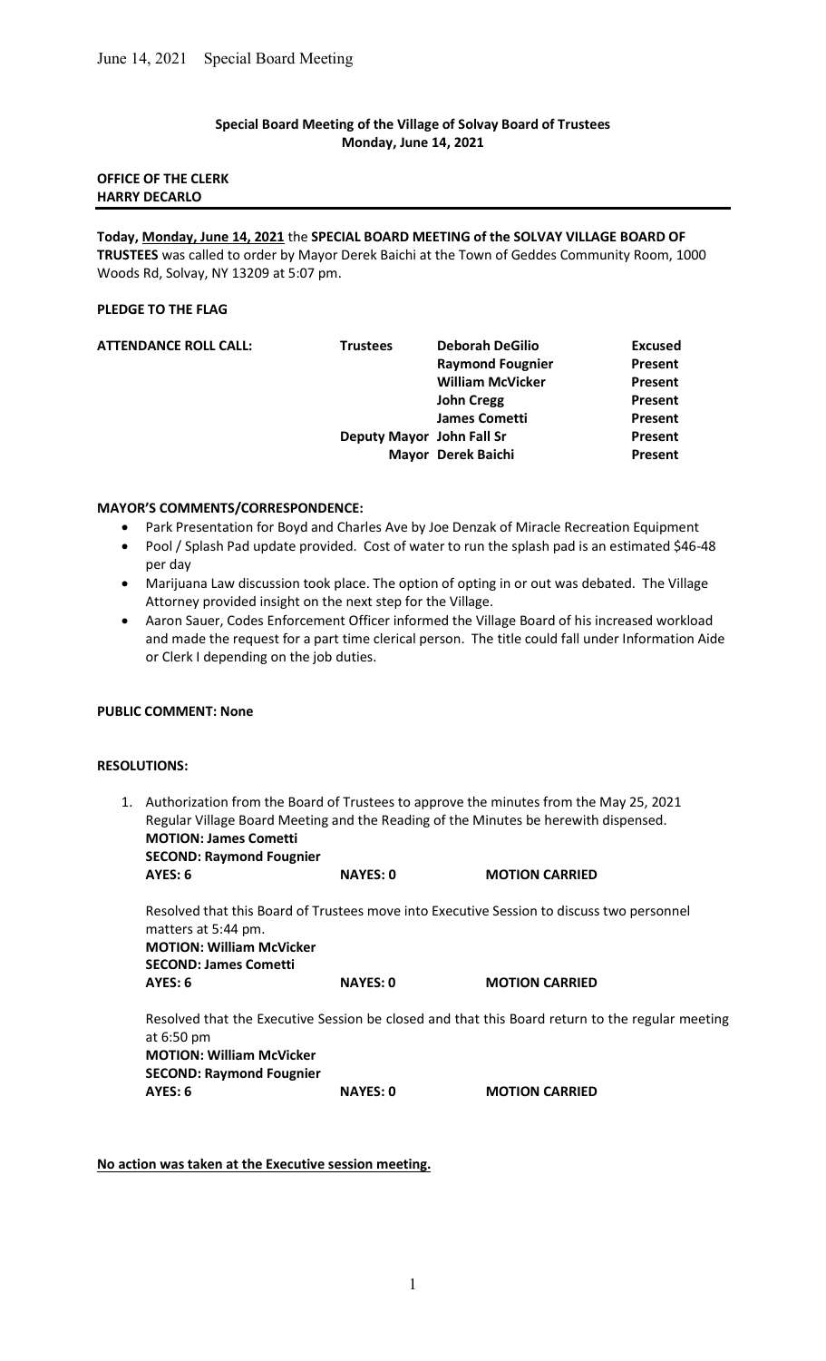**Special Board Meeting of the Village of Solvay Board of Trustees**
**Monday, June 14, 2021**

**OFFICE OF THE CLERK**
**HARRY DECARLO**

**Today, Monday, June 14, 2021** the **SPECIAL BOARD MEETING of the SOLVAY VILLAGE BOARD OF TRUSTEES** was called to order by Mayor Derek Baichi at the Town of Geddes Community Room, 1000 Woods Rd, Solvay, NY 13209 at 5:07 pm.

**PLEDGE TO THE FLAG**

| **ATTENDANCE ROLL CALL:** | **Trustees** | **Deborah DeGilio** | **Excused** |
|---|---|---|---|
| | | **Raymond Fougnier** | **Present** |
| | | **William McVicker** | **Present** |
| | | **John Cregg** | **Present** |
| | | **James Cometti** | **Present** |
| | **Deputy Mayor** | **John Fall Sr** | **Present** |
| | **Mayor** | **Derek Baichi** | **Present** |

**MAYOR'S COMMENTS/CORRESPONDENCE:**

- Park Presentation for Boyd and Charles Ave by Joe Denzak of Miracle Recreation Equipment
- Pool / Splash Pad update provided. Cost of water to run the splash pad is an estimated $46-48 per day
- Marijuana Law discussion took place. The option of opting in or out was debated. The Village Attorney provided insight on the next step for the Village.
- Aaron Sauer, Codes Enforcement Officer informed the Village Board of his increased workload and made the request for a part time clerical person. The title could fall under Information Aide or Clerk I depending on the job duties.

**PUBLIC COMMENT: None**

**RESOLUTIONS:**

1. Authorization from the Board of Trustees to approve the minutes from the May 25, 2021 Regular Village Board Meeting and the Reading of the Minutes be herewith dispensed.
   **MOTION: James Cometti**
   **SECOND: Raymond Fougnier**
   **AYES: 6** **NAYES: 0** **MOTION CARRIED**

   Resolved that this Board of Trustees move into Executive Session to discuss two personnel matters at 5:44 pm.
   **MOTION: William McVicker**
   **SECOND: James Cometti**
   **AYES: 6** **NAYES: 0** **MOTION CARRIED**

   Resolved that the Executive Session be closed and that this Board return to the regular meeting at 6:50 pm
   **MOTION: William McVicker**
   **SECOND: Raymond Fougnier**
   **AYES: 6** **NAYES: 0** **MOTION CARRIED**

**No action was taken at the Executive session meeting.**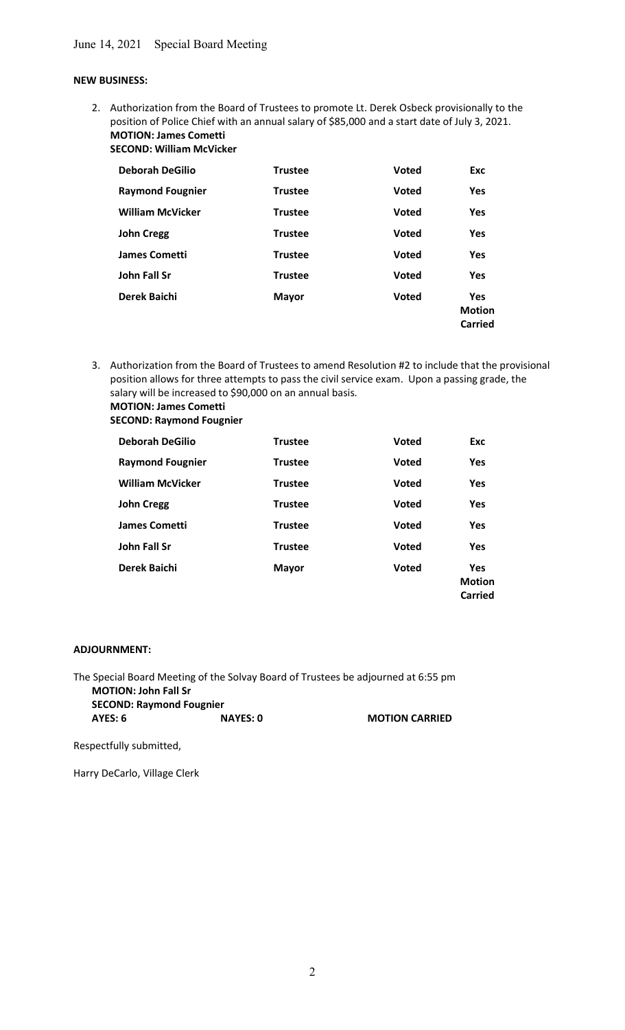June 14, 2021 Special Board Meeting

**NEW BUSINESS:**

2. Authorization from the Board of Trustees to promote Lt. Derek Osbeck provisionally to the position of Police Chief with an annual salary of $85,000 and a start date of July 3, 2021.
   **MOTION: James Cometti**
   **SECOND: William McVicker**

| | | | |
|---|---|---|---|
| **Deborah DeGilio** | **Trustee** | **Voted** | **Exc** |
| **Raymond Fougnier** | **Trustee** | **Voted** | **Yes** |
| **William McVicker** | **Trustee** | **Voted** | **Yes** |
| **John Cregg** | **Trustee** | **Voted** | **Yes** |
| **James Cometti** | **Trustee** | **Voted** | **Yes** |
| **John Fall Sr** | **Trustee** | **Voted** | **Yes** |
| **Derek Baichi** | **Mayor** | **Voted** | **Yes Motion Carried** |

3. Authorization from the Board of Trustees to amend Resolution #2 to include that the provisional position allows for three attempts to pass the civil service exam. Upon a passing grade, the salary will be increased to $90,000 on an annual basis.
   **MOTION: James Cometti**
   **SECOND: Raymond Fougnier**

| | | | |
|---|---|---|---|
| **Deborah DeGilio** | **Trustee** | **Voted** | **Exc** |
| **Raymond Fougnier** | **Trustee** | **Voted** | **Yes** |
| **William McVicker** | **Trustee** | **Voted** | **Yes** |
| **John Cregg** | **Trustee** | **Voted** | **Yes** |
| **James Cometti** | **Trustee** | **Voted** | **Yes** |
| **John Fall Sr** | **Trustee** | **Voted** | **Yes** |
| **Derek Baichi** | **Mayor** | **Voted** | **Yes Motion Carried** |

**ADJOURNMENT:**

The Special Board Meeting of the Solvay Board of Trustees be adjourned at 6:55 pm
**MOTION: John Fall Sr**
**SECOND: Raymond Fougnier**
**AYES: 6** **NAYES: 0** **MOTION CARRIED**

Respectfully submitted,

Harry DeCarlo, Village Clerk